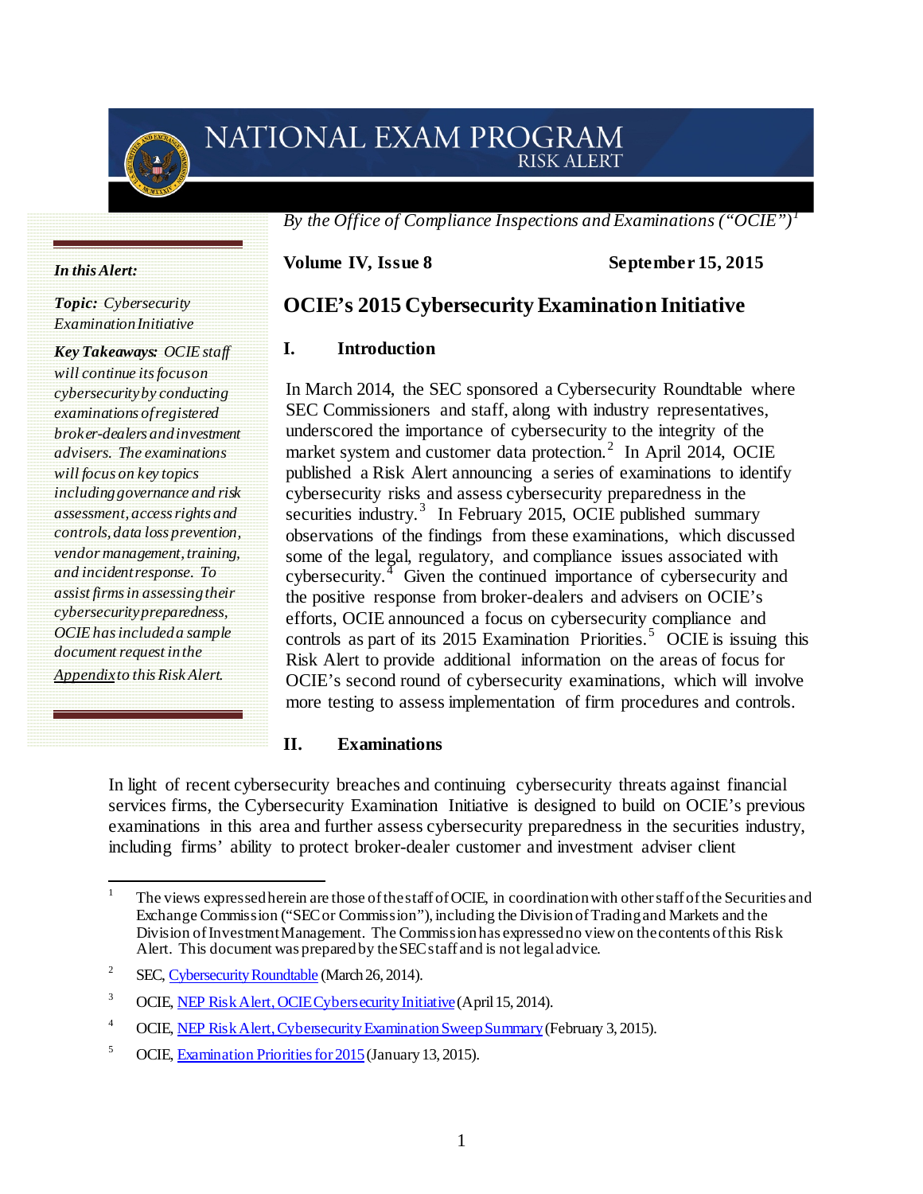# NATIONAL EXAM PROGRAM
## RISK ALERT

*By the Office of Compliance Inspections and Examinations ("OCIE")*[1]

**Volume IV, Issue 8** **September 15, 2015**

*In this Alert:*

***Topic:*** *Cybersecurity Examination Initiative*

***Key Takeaways:*** *OCIE staff will continue its focus on cybersecurity by conducting examinations of registered broker-dealers and investment advisers. The examinations will focus on key topics including governance and risk assessment, access rights and controls, data loss prevention, vendor management, training, and incident response. To assist firms in assessing their cybersecurity preparedness, OCIE has included a sample document request in the* *Appendix* *to this Risk Alert.*

# OCIE's 2015 Cybersecurity Examination Initiative

## I. Introduction

In March 2014, the SEC sponsored a Cybersecurity Roundtable where SEC Commissioners and staff, along with industry representatives, underscored the importance of cybersecurity to the integrity of the market system and customer data protection.[2] In April 2014, OCIE published a Risk Alert announcing a series of examinations to identify cybersecurity risks and assess cybersecurity preparedness in the securities industry.[3] In February 2015, OCIE published summary observations of the findings from these examinations, which discussed some of the legal, regulatory, and compliance issues associated with cybersecurity.[4] Given the continued importance of cybersecurity and the positive response from broker-dealers and advisers on OCIE's efforts, OCIE announced a focus on cybersecurity compliance and controls as part of its 2015 Examination Priorities.[5] OCIE is issuing this Risk Alert to provide additional information on the areas of focus for OCIE's second round of cybersecurity examinations, which will involve more testing to assess implementation of firm procedures and controls.

## II. Examinations

In light of recent cybersecurity breaches and continuing cybersecurity threats against financial services firms, the Cybersecurity Examination Initiative is designed to build on OCIE's previous examinations in this area and further assess cybersecurity preparedness in the securities industry, including firms' ability to protect broker-dealer customer and investment adviser client

---

[1] The views expressed herein are those of the staff of OCIE, in coordination with other staff of the Securities and Exchange Commission ("SEC or Commission"), including the Division of Trading and Markets and the Division of Investment Management. The Commission has expressed no view on the contents of this Risk Alert. This document was prepared by the SEC staff and is not legal advice.

[2] SEC, Cybersecurity Roundtable (March 26, 2014).

[3] OCIE, NEP Risk Alert, OCIE Cybersecurity Initiative (April 15, 2014).

[4] OCIE, NEP Risk Alert, Cybersecurity Examination Sweep Summary (February 3, 2015).

[5] OCIE, Examination Priorities for 2015 (January 13, 2015).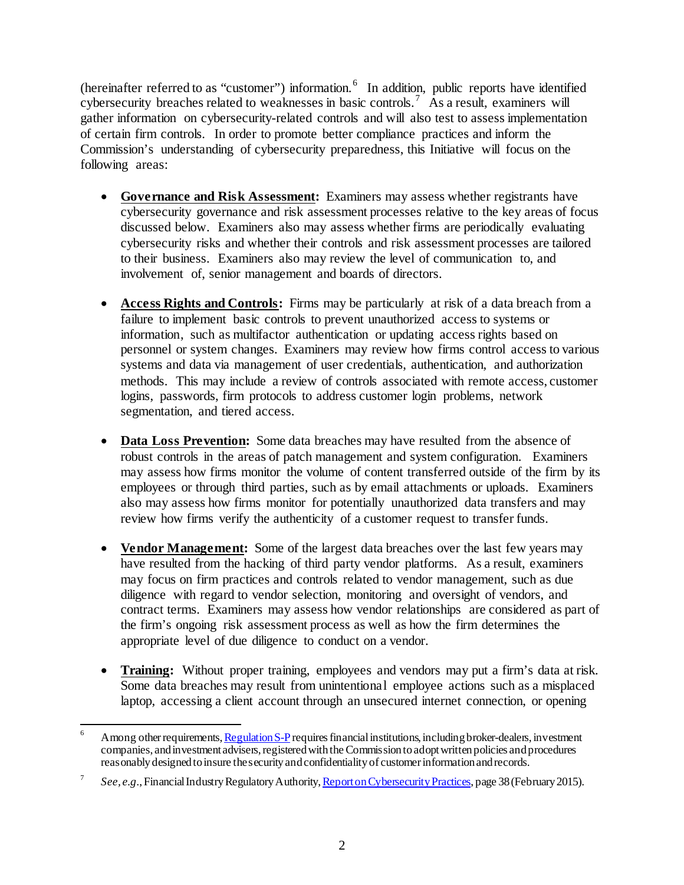(hereinafter referred to as "customer") information.[6] In addition, public reports have identified cybersecurity breaches related to weaknesses in basic controls.[7] As a result, examiners will gather information on cybersecurity-related controls and will also test to assess implementation of certain firm controls. In order to promote better compliance practices and inform the Commission's understanding of cybersecurity preparedness, this Initiative will focus on the following areas:

- **Governance and Risk Assessment:** Examiners may assess whether registrants have cybersecurity governance and risk assessment processes relative to the key areas of focus discussed below. Examiners also may assess whether firms are periodically evaluating cybersecurity risks and whether their controls and risk assessment processes are tailored to their business. Examiners also may review the level of communication to, and involvement of, senior management and boards of directors.

- **Access Rights and Controls:** Firms may be particularly at risk of a data breach from a failure to implement basic controls to prevent unauthorized access to systems or information, such as multifactor authentication or updating access rights based on personnel or system changes. Examiners may review how firms control access to various systems and data via management of user credentials, authentication, and authorization methods. This may include a review of controls associated with remote access, customer logins, passwords, firm protocols to address customer login problems, network segmentation, and tiered access.

- **Data Loss Prevention:** Some data breaches may have resulted from the absence of robust controls in the areas of patch management and system configuration. Examiners may assess how firms monitor the volume of content transferred outside of the firm by its employees or through third parties, such as by email attachments or uploads. Examiners also may assess how firms monitor for potentially unauthorized data transfers and may review how firms verify the authenticity of a customer request to transfer funds.

- **Vendor Management:** Some of the largest data breaches over the last few years may have resulted from the hacking of third party vendor platforms. As a result, examiners may focus on firm practices and controls related to vendor management, such as due diligence with regard to vendor selection, monitoring and oversight of vendors, and contract terms. Examiners may assess how vendor relationships are considered as part of the firm's ongoing risk assessment process as well as how the firm determines the appropriate level of due diligence to conduct on a vendor.

- **Training:** Without proper training, employees and vendors may put a firm's data at risk. Some data breaches may result from unintentional employee actions such as a misplaced laptop, accessing a client account through an unsecured internet connection, or opening

---

[6] Among other requirements, Regulation S-P requires financial institutions, including broker-dealers, investment companies, and investment advisers, registered with the Commission to adopt written policies and procedures reasonably designed to insure the security and confidentiality of customer information and records.

[7] *See, e.g.*, Financial Industry Regulatory Authority, Report on Cybersecurity Practices, page 38 (February 2015).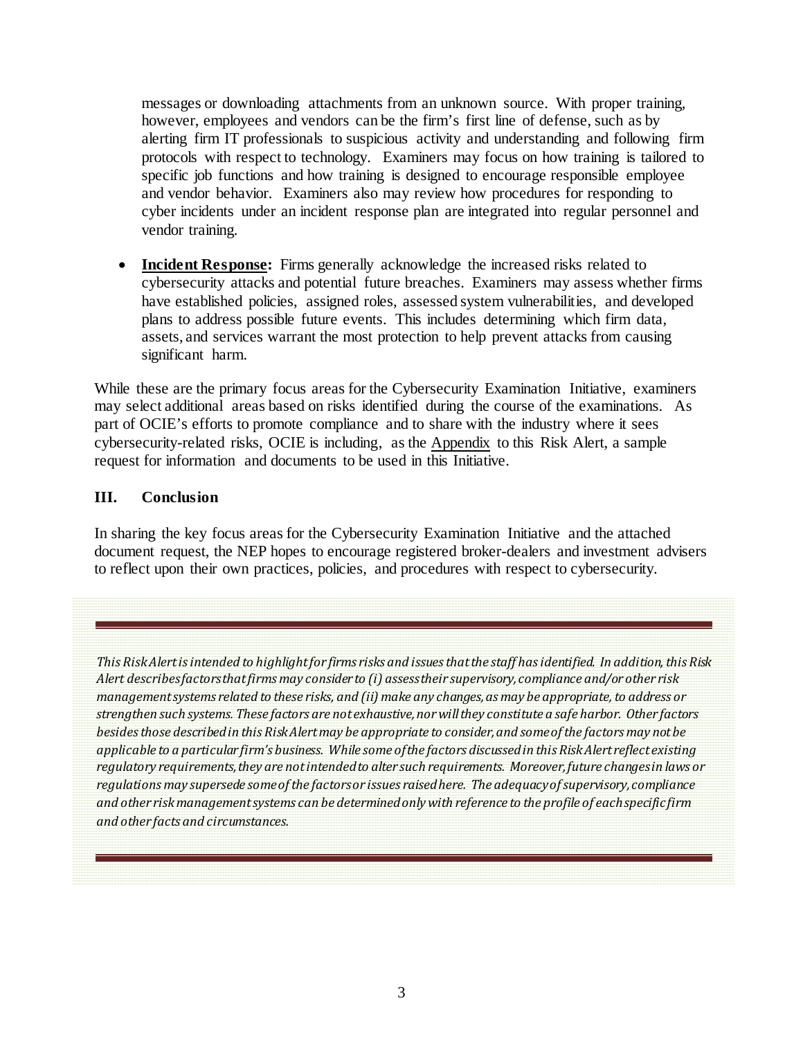messages or downloading attachments from an unknown source. With proper training, however, employees and vendors can be the firm's first line of defense, such as by alerting firm IT professionals to suspicious activity and understanding and following firm protocols with respect to technology. Examiners may focus on how training is tailored to specific job functions and how training is designed to encourage responsible employee and vendor behavior. Examiners also may review how procedures for responding to cyber incidents under an incident response plan are integrated into regular personnel and vendor training.

- **Incident Response:** Firms generally acknowledge the increased risks related to cybersecurity attacks and potential future breaches. Examiners may assess whether firms have established policies, assigned roles, assessed system vulnerabilities, and developed plans to address possible future events. This includes determining which firm data, assets, and services warrant the most protection to help prevent attacks from causing significant harm.

While these are the primary focus areas for the Cybersecurity Examination Initiative, examiners may select additional areas based on risks identified during the course of the examinations. As part of OCIE's efforts to promote compliance and to share with the industry where it sees cybersecurity-related risks, OCIE is including, as the Appendix to this Risk Alert, a sample request for information and documents to be used in this Initiative.

## III. Conclusion

In sharing the key focus areas for the Cybersecurity Examination Initiative and the attached document request, the NEP hopes to encourage registered broker-dealers and investment advisers to reflect upon their own practices, policies, and procedures with respect to cybersecurity.

---

*This Risk Alert is intended to highlight for firms risks and issues that the staff has identified. In addition, this Risk Alert describes factors that firms may consider to (i) assess their supervisory, compliance and/or other risk management systems related to these risks, and (ii) make any changes, as may be appropriate, to address or strengthen such systems. These factors are not exhaustive, nor will they constitute a safe harbor. Other factors besides those described in this Risk Alert may be appropriate to consider, and some of the factors may not be applicable to a particular firm's business. While some of the factors discussed in this Risk Alert reflect existing regulatory requirements, they are not intended to alter such requirements. Moreover, future changes in laws or regulations may supersede some of the factors or issues raised here. The adequacy of supervisory, compliance and other risk management systems can be determined only with reference to the profile of each specific firm and other facts and circumstances.*

---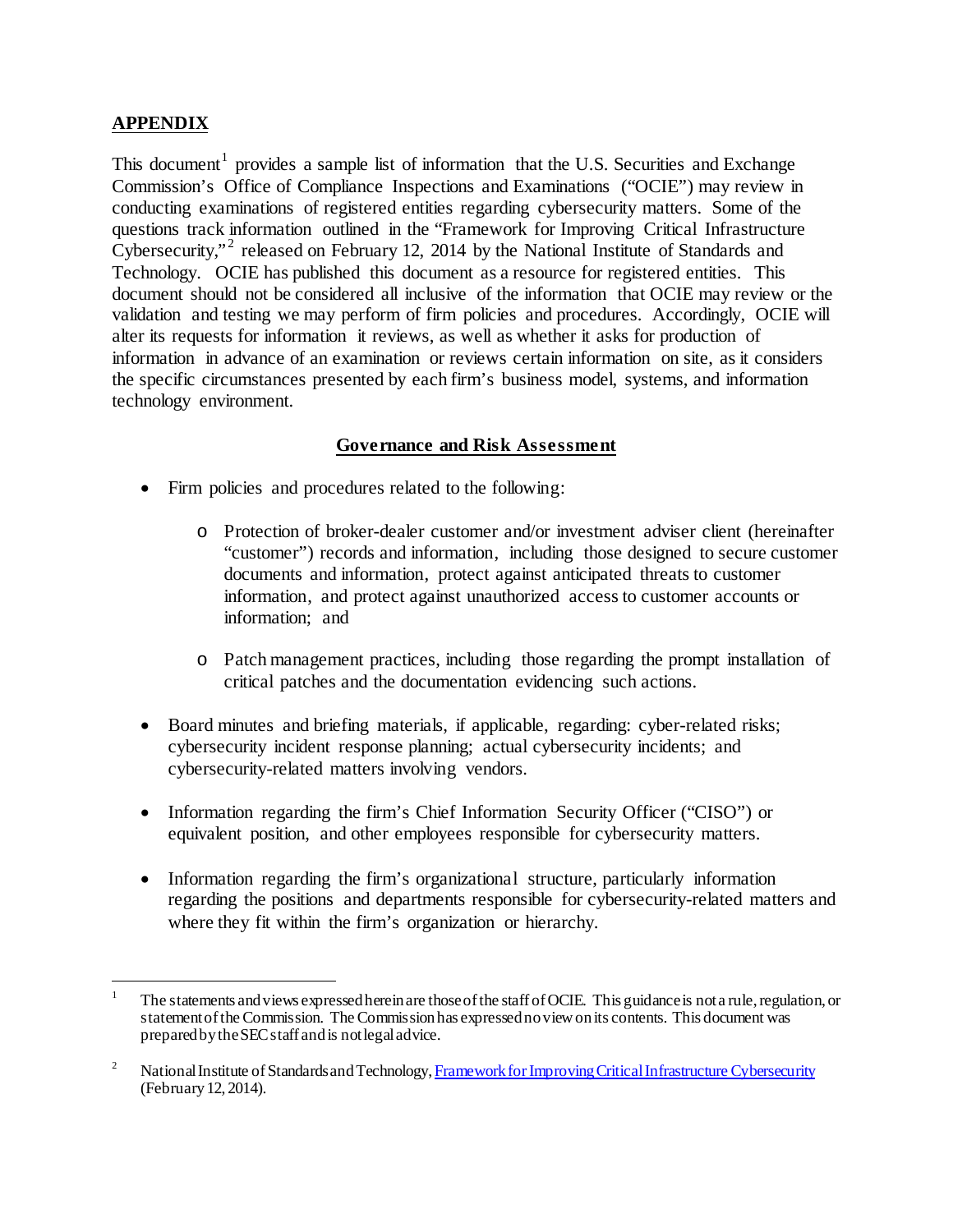## APPENDIX

This document[1] provides a sample list of information that the U.S. Securities and Exchange Commission's Office of Compliance Inspections and Examinations ("OCIE") may review in conducting examinations of registered entities regarding cybersecurity matters. Some of the questions track information outlined in the "Framework for Improving Critical Infrastructure Cybersecurity,"[2] released on February 12, 2014 by the National Institute of Standards and Technology. OCIE has published this document as a resource for registered entities. This document should not be considered all inclusive of the information that OCIE may review or the validation and testing we may perform of firm policies and procedures. Accordingly, OCIE will alter its requests for information it reviews, as well as whether it asks for production of information in advance of an examination or reviews certain information on site, as it considers the specific circumstances presented by each firm's business model, systems, and information technology environment.

### Governance and Risk Assessment

- Firm policies and procedures related to the following:
  - Protection of broker-dealer customer and/or investment adviser client (hereinafter "customer") records and information, including those designed to secure customer documents and information, protect against anticipated threats to customer information, and protect against unauthorized access to customer accounts or information; and
  - Patch management practices, including those regarding the prompt installation of critical patches and the documentation evidencing such actions.
- Board minutes and briefing materials, if applicable, regarding: cyber-related risks; cybersecurity incident response planning; actual cybersecurity incidents; and cybersecurity-related matters involving vendors.
- Information regarding the firm's Chief Information Security Officer ("CISO") or equivalent position, and other employees responsible for cybersecurity matters.
- Information regarding the firm's organizational structure, particularly information regarding the positions and departments responsible for cybersecurity-related matters and where they fit within the firm's organization or hierarchy.

---

[1] The statements and views expressed herein are those of the staff of OCIE. This guidance is not a rule, regulation, or statement of the Commission. The Commission has expressed no view on its contents. This document was prepared by the SEC staff and is not legal advice.

[2] National Institute of Standards and Technology, Framework for Improving Critical Infrastructure Cybersecurity (February 12, 2014).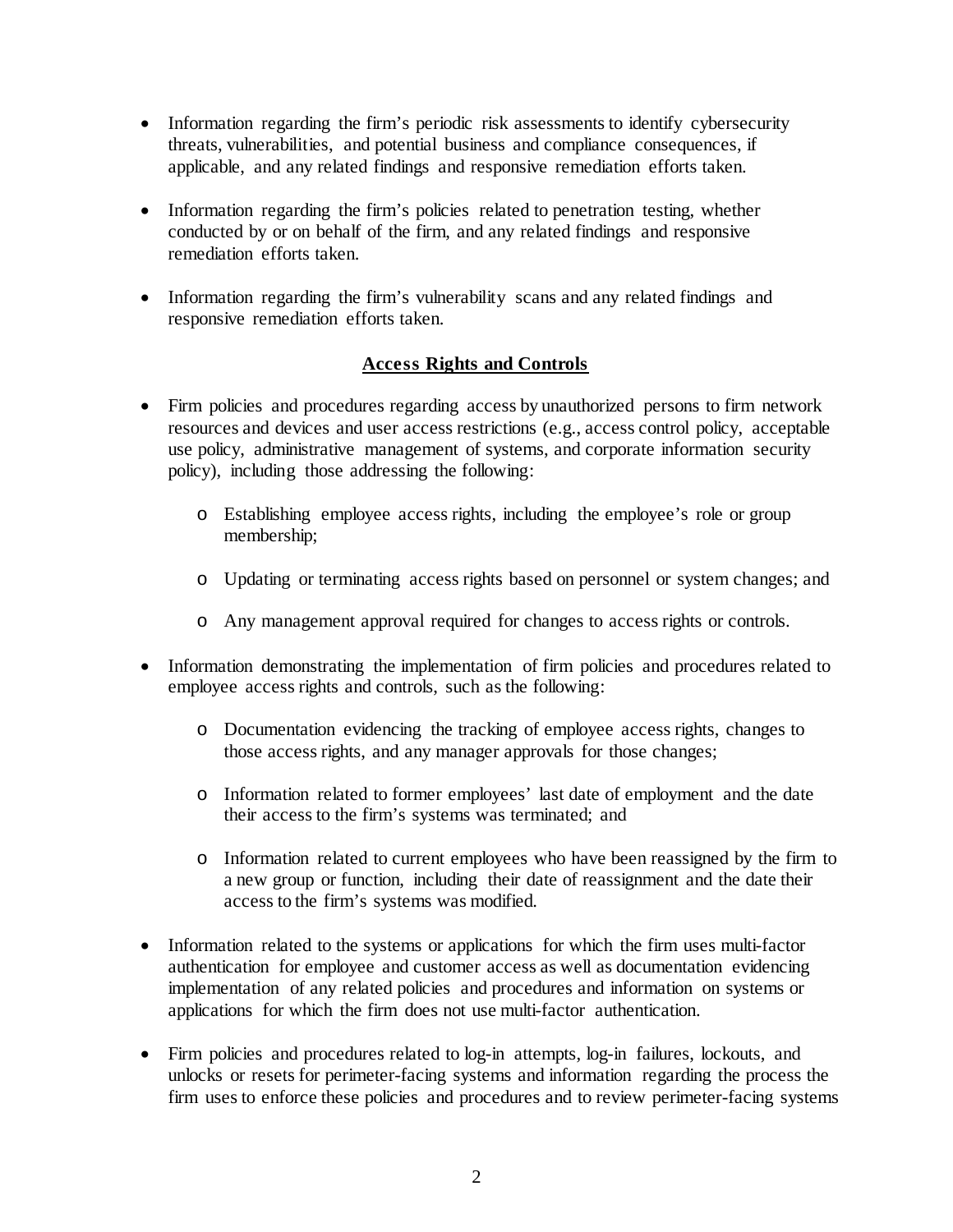- Information regarding the firm's periodic risk assessments to identify cybersecurity threats, vulnerabilities, and potential business and compliance consequences, if applicable, and any related findings and responsive remediation efforts taken.

- Information regarding the firm's policies related to penetration testing, whether conducted by or on behalf of the firm, and any related findings and responsive remediation efforts taken.

- Information regarding the firm's vulnerability scans and any related findings and responsive remediation efforts taken.

## Access Rights and Controls

- Firm policies and procedures regarding access by unauthorized persons to firm network resources and devices and user access restrictions (e.g., access control policy, acceptable use policy, administrative management of systems, and corporate information security policy), including those addressing the following:

  - Establishing employee access rights, including the employee's role or group membership;

  - Updating or terminating access rights based on personnel or system changes; and

  - Any management approval required for changes to access rights or controls.

- Information demonstrating the implementation of firm policies and procedures related to employee access rights and controls, such as the following:

  - Documentation evidencing the tracking of employee access rights, changes to those access rights, and any manager approvals for those changes;

  - Information related to former employees' last date of employment and the date their access to the firm's systems was terminated; and

  - Information related to current employees who have been reassigned by the firm to a new group or function, including their date of reassignment and the date their access to the firm's systems was modified.

- Information related to the systems or applications for which the firm uses multi-factor authentication for employee and customer access as well as documentation evidencing implementation of any related policies and procedures and information on systems or applications for which the firm does not use multi-factor authentication.

- Firm policies and procedures related to log-in attempts, log-in failures, lockouts, and unlocks or resets for perimeter-facing systems and information regarding the process the firm uses to enforce these policies and procedures and to review perimeter-facing systems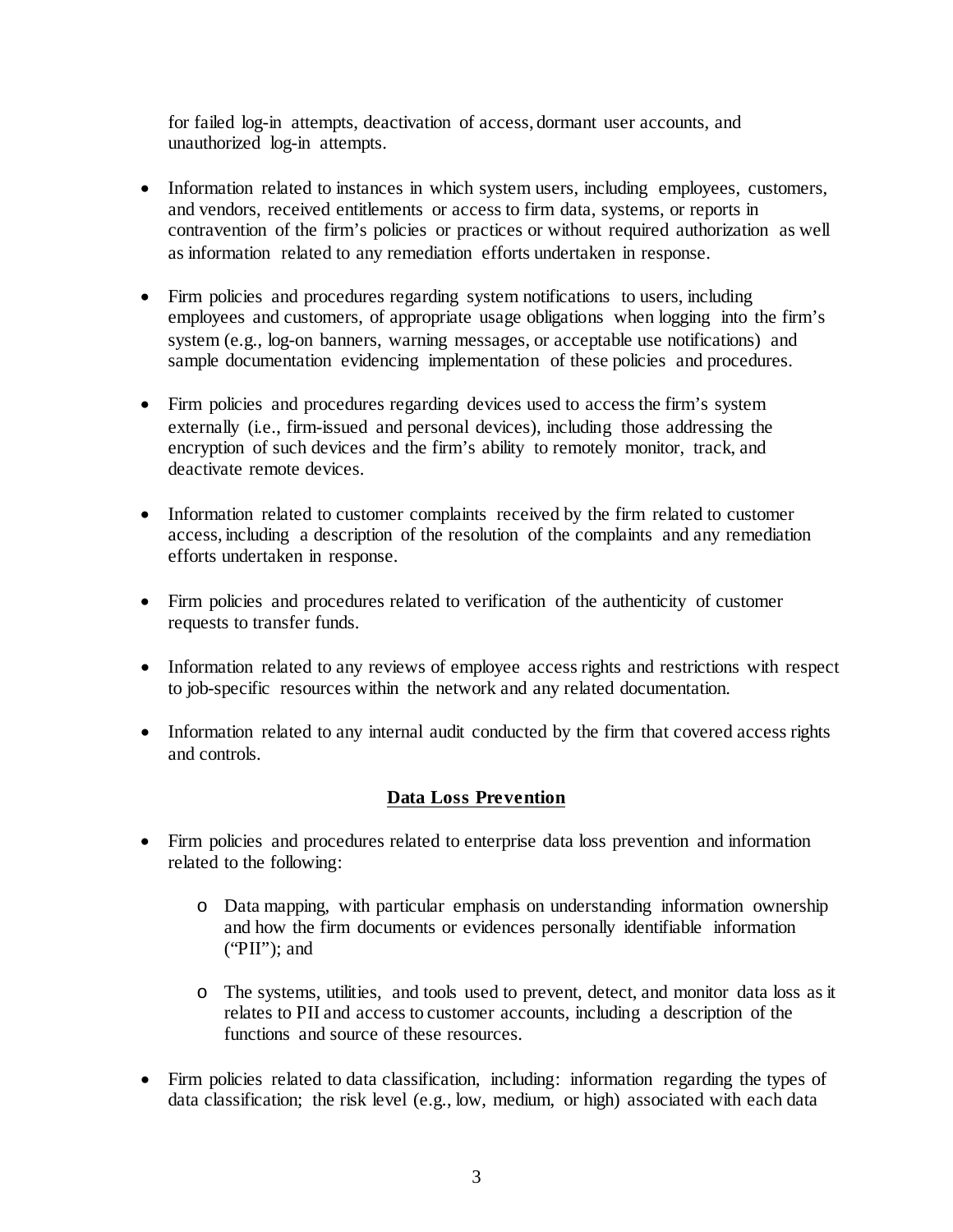for failed log-in attempts, deactivation of access, dormant user accounts, and unauthorized log-in attempts.

- Information related to instances in which system users, including employees, customers, and vendors, received entitlements or access to firm data, systems, or reports in contravention of the firm's policies or practices or without required authorization as well as information related to any remediation efforts undertaken in response.

- Firm policies and procedures regarding system notifications to users, including employees and customers, of appropriate usage obligations when logging into the firm's system (e.g., log-on banners, warning messages, or acceptable use notifications) and sample documentation evidencing implementation of these policies and procedures.

- Firm policies and procedures regarding devices used to access the firm's system externally (i.e., firm-issued and personal devices), including those addressing the encryption of such devices and the firm's ability to remotely monitor, track, and deactivate remote devices.

- Information related to customer complaints received by the firm related to customer access, including a description of the resolution of the complaints and any remediation efforts undertaken in response.

- Firm policies and procedures related to verification of the authenticity of customer requests to transfer funds.

- Information related to any reviews of employee access rights and restrictions with respect to job-specific resources within the network and any related documentation.

- Information related to any internal audit conducted by the firm that covered access rights and controls.

## Data Loss Prevention

- Firm policies and procedures related to enterprise data loss prevention and information related to the following:

    - Data mapping, with particular emphasis on understanding information ownership and how the firm documents or evidences personally identifiable information ("PII"); and

    - The systems, utilities, and tools used to prevent, detect, and monitor data loss as it relates to PII and access to customer accounts, including a description of the functions and source of these resources.

- Firm policies related to data classification, including: information regarding the types of data classification; the risk level (e.g., low, medium, or high) associated with each data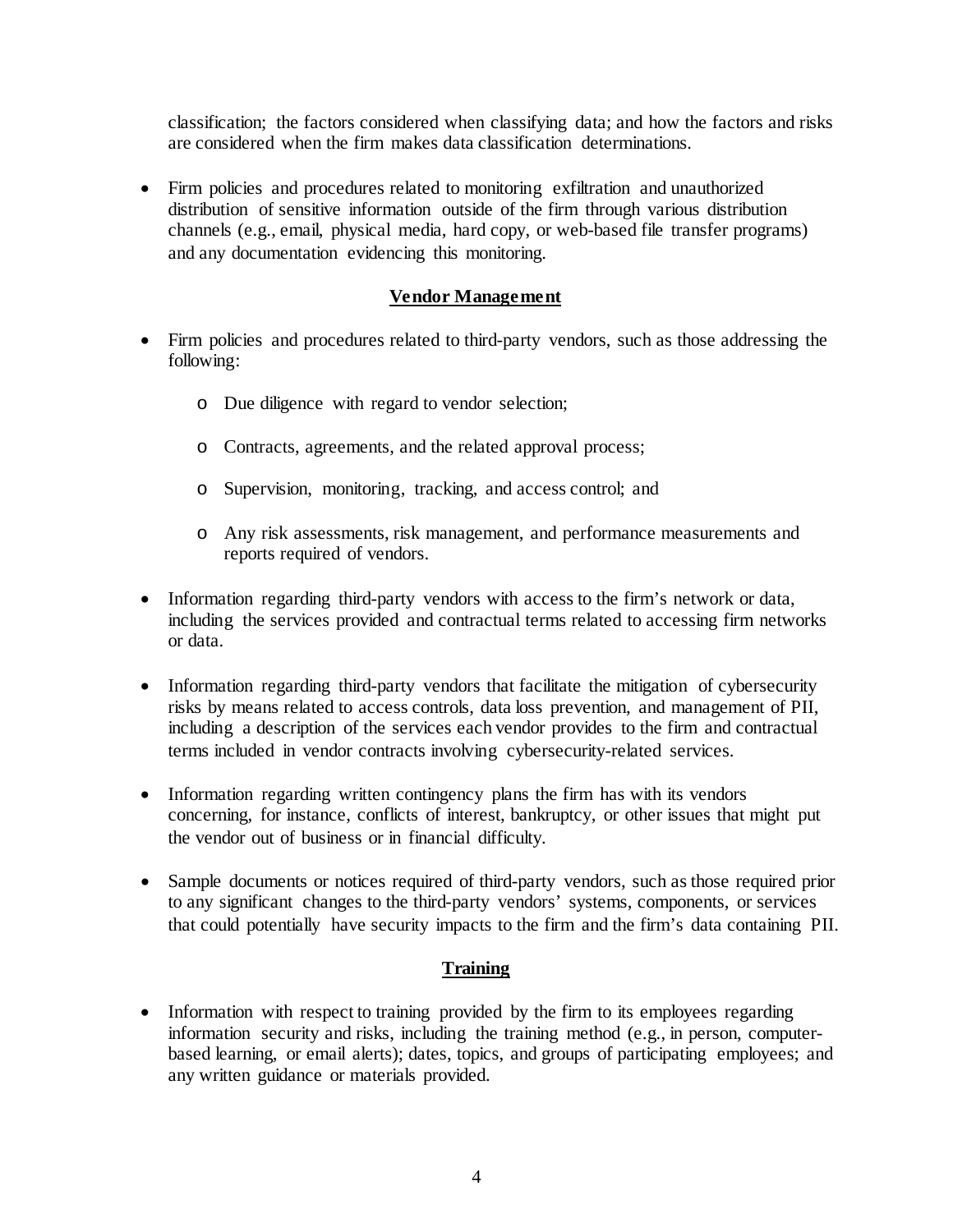classification; the factors considered when classifying data; and how the factors and risks are considered when the firm makes data classification determinations.

- Firm policies and procedures related to monitoring exfiltration and unauthorized distribution of sensitive information outside of the firm through various distribution channels (e.g., email, physical media, hard copy, or web-based file transfer programs) and any documentation evidencing this monitoring.

## Vendor Management

- Firm policies and procedures related to third-party vendors, such as those addressing the following:
  - Due diligence with regard to vendor selection;
  - Contracts, agreements, and the related approval process;
  - Supervision, monitoring, tracking, and access control; and
  - Any risk assessments, risk management, and performance measurements and reports required of vendors.
- Information regarding third-party vendors with access to the firm's network or data, including the services provided and contractual terms related to accessing firm networks or data.
- Information regarding third-party vendors that facilitate the mitigation of cybersecurity risks by means related to access controls, data loss prevention, and management of PII, including a description of the services each vendor provides to the firm and contractual terms included in vendor contracts involving cybersecurity-related services.
- Information regarding written contingency plans the firm has with its vendors concerning, for instance, conflicts of interest, bankruptcy, or other issues that might put the vendor out of business or in financial difficulty.
- Sample documents or notices required of third-party vendors, such as those required prior to any significant changes to the third-party vendors' systems, components, or services that could potentially have security impacts to the firm and the firm's data containing PII.

## Training

- Information with respect to training provided by the firm to its employees regarding information security and risks, including the training method (e.g., in person, computer-based learning, or email alerts); dates, topics, and groups of participating employees; and any written guidance or materials provided.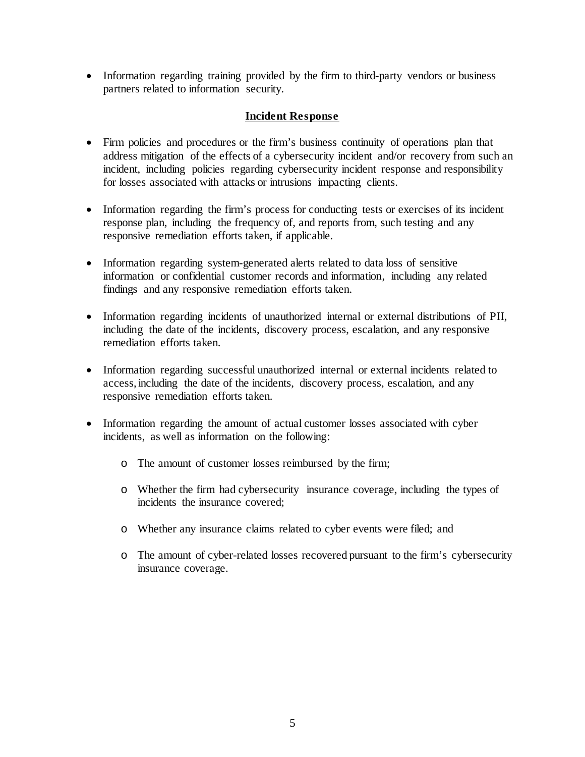- Information regarding training provided by the firm to third-party vendors or business partners related to information security.

## **Incident Response**

- Firm policies and procedures or the firm's business continuity of operations plan that address mitigation of the effects of a cybersecurity incident and/or recovery from such an incident, including policies regarding cybersecurity incident response and responsibility for losses associated with attacks or intrusions impacting clients.

- Information regarding the firm's process for conducting tests or exercises of its incident response plan, including the frequency of, and reports from, such testing and any responsive remediation efforts taken, if applicable.

- Information regarding system-generated alerts related to data loss of sensitive information or confidential customer records and information, including any related findings and any responsive remediation efforts taken.

- Information regarding incidents of unauthorized internal or external distributions of PII, including the date of the incidents, discovery process, escalation, and any responsive remediation efforts taken.

- Information regarding successful unauthorized internal or external incidents related to access, including the date of the incidents, discovery process, escalation, and any responsive remediation efforts taken.

- Information regarding the amount of actual customer losses associated with cyber incidents, as well as information on the following:

    - The amount of customer losses reimbursed by the firm;

    - Whether the firm had cybersecurity insurance coverage, including the types of incidents the insurance covered;

    - Whether any insurance claims related to cyber events were filed; and

    - The amount of cyber-related losses recovered pursuant to the firm's cybersecurity insurance coverage.